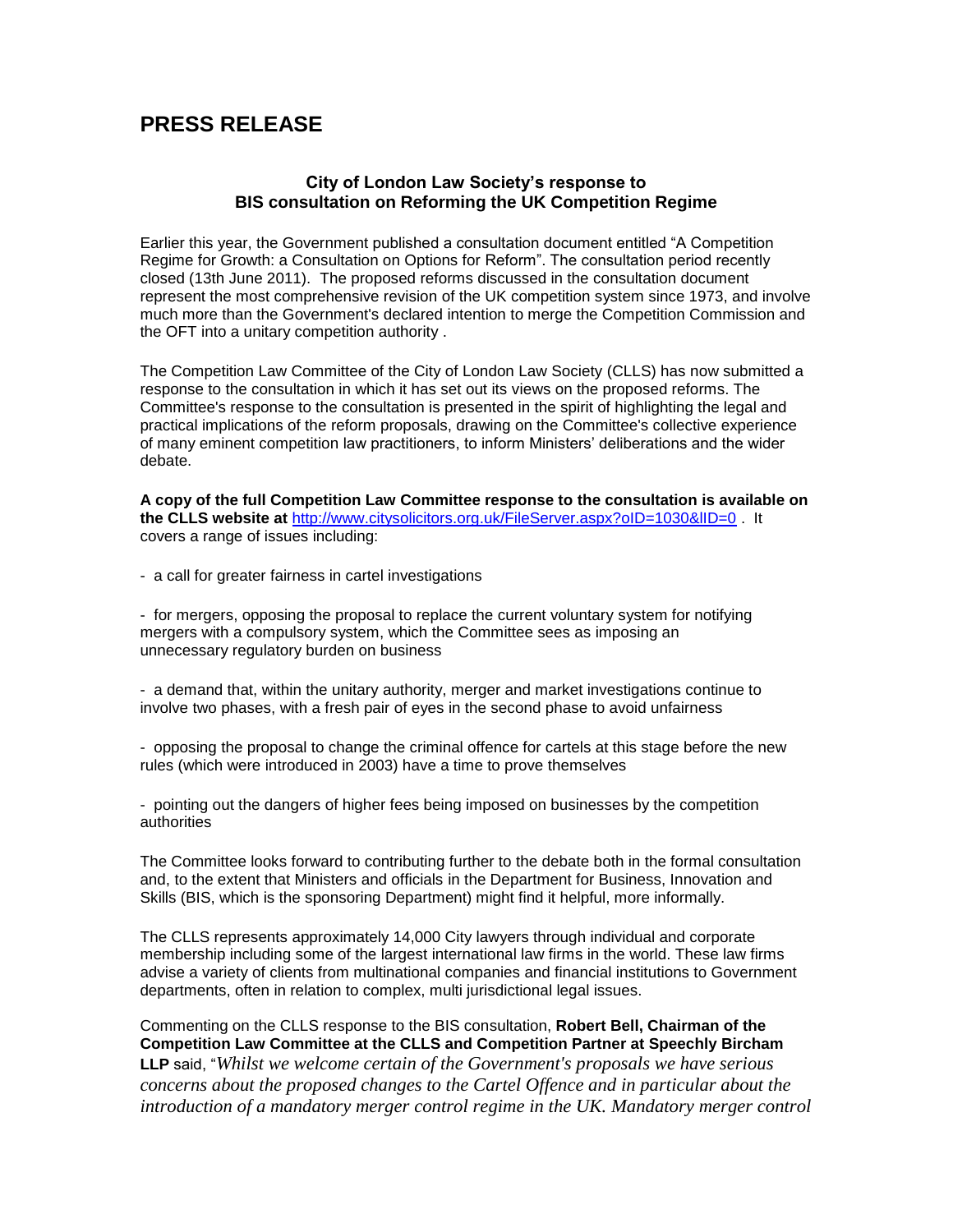# PRESS RELEASE

### City of London Law Society's response to BIS consultation on Reforming the UK Competition Regime

Earlier this year, the Government published a consultation document entitled "A Competition Regime for Growth: a Consultation on Options for Reform". The consultation period recently closed (13th June 2011). The proposed reforms discussed in the consultation document represent the most comprehensive revision of the UK competition system since 1973, and involve much more than the Government's declared intention to merge the Competition Commission and the OFT into a unitary competition authority .

The Competition Law Committee of the City of London Law Society (CLLS) has now submitted a response to the consultation in which it has set out its views on the proposed reforms. The Committee's response to the consultation is presented in the spirit of highlighting the legal and practical implications of the reform proposals, drawing on the Committee's collective experience of many eminent competition law practitioners, to inform Ministers' deliberations and the wider debate.

**A copy of the full Competition Law Committee response to the consultation is available on the CLLS website at** [http://www.citysolicitors.org.uk/FileServer.aspx?oID=1030&lID=0](http://www.citysolicitors.org.uk/FileServer.aspx?oID=1030&lID=0) . It covers a range of issues including:

- a call for greater fairness in cartel investigations

- for mergers, opposing the proposal to replace the current voluntary system for notifying mergers with a compulsory system, which the Committee sees as imposing an unnecessary regulatory burden on business

- a demand that, within the unitary authority, merger and market investigations continue to involve two phases, with a fresh pair of eyes in the second phase to avoid unfairness

- opposing the proposal to change the criminal offence for cartels at this stage before the new rules (which were introduced in 2003) have a time to prove themselves

- pointing out the dangers of higher fees being imposed on businesses by the competition authorities

The Committee looks forward to contributing further to the debate both in the formal consultation and, to the extent that Ministers and officials in the Department for Business, Innovation and Skills (BIS, which is the sponsoring Department) might find it helpful, more informally.

The CLLS represents approximately 14,000 City lawyers through individual and corporate membership including some of the largest international law firms in the world. These law firms advise a variety of clients from multinational companies and financial institutions to Government departments, often in relation to complex, multi jurisdictional legal issues.

Commenting on the CLLS response to the BIS consultation, **Robert Bell, Chairman of the Competition Law Committee at the CLLS and Competition Partner at Speechly Bircham LLP** said, "*Whilst we welcome certain of the Government's proposals we have serious concerns about the proposed changes to the Cartel Offence and in particular about the introduction of a mandatory merger control regime in the UK. Mandatory merger control*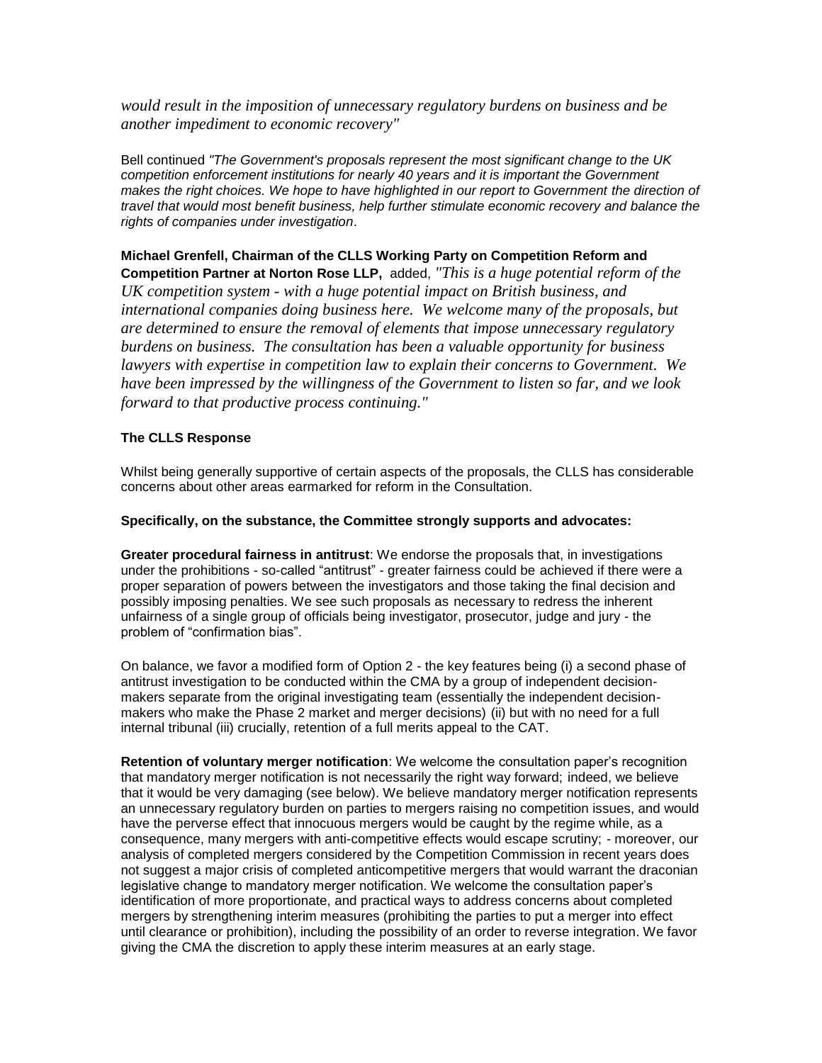*would result in the imposition of unnecessary regulatory burdens on business and be another impediment to economic recovery"*

Bell continued *"The Government's proposals represent the most significant change to the UK competition enforcement institutions for nearly 40 years and it is important the Government makes the right choices. We hope to have highlighted in our report to Government the direction of travel that would most benefit business, help further stimulate economic recovery and balance the rights of companies under investigation*.

**Michael Grenfell, Chairman of the CLLS Working Party on Competition Reform and Competition Partner at Norton Rose LLP,** added, *"This is a huge potential reform of the UK competition system - with a huge potential impact on British business, and international companies doing business here. We welcome many of the proposals, but are determined to ensure the removal of elements that impose unnecessary regulatory burdens on business. The consultation has been a valuable opportunity for business lawyers with expertise in competition law to explain their concerns to Government. We have been impressed by the willingness of the Government to listen so far, and we look forward to that productive process continuing."*

**The CLLS Response**

Whilst being generally supportive of certain aspects of the proposals, the CLLS has considerable concerns about other areas earmarked for reform in the Consultation.

**Specifically, on the substance, the Committee strongly supports and advocates:**

**Greater procedural fairness in antitrust**: We endorse the proposals that, in investigations under the prohibitions - so-called "antitrust" - greater fairness could be achieved if there were a proper separation of powers between the investigators and those taking the final decision and possibly imposing penalties. We see such proposals as necessary to redress the inherent unfairness of a single group of officials being investigator, prosecutor, judge and jury - the problem of "confirmation bias".

On balance, we favor a modified form of Option 2 - the key features being (i) a second phase of antitrust investigation to be conducted within the CMA by a group of independent decision-makers separate from the original investigating team (essentially the independent decision-makers who make the Phase 2 market and merger decisions) (ii) but with no need for a full internal tribunal (iii) crucially, retention of a full merits appeal to the CAT.

**Retention of voluntary merger notification**: We welcome the consultation paper's recognition that mandatory merger notification is not necessarily the right way forward; indeed, we believe that it would be very damaging (see below). We believe mandatory merger notification represents an unnecessary regulatory burden on parties to mergers raising no competition issues, and would have the perverse effect that innocuous mergers would be caught by the regime while, as a consequence, many mergers with anti-competitive effects would escape scrutiny; - moreover, our analysis of completed mergers considered by the Competition Commission in recent years does not suggest a major crisis of completed anticompetitive mergers that would warrant the draconian legislative change to mandatory merger notification. We welcome the consultation paper's identification of more proportionate, and practical ways to address concerns about completed mergers by strengthening interim measures (prohibiting the parties to put a merger into effect until clearance or prohibition), including the possibility of an order to reverse integration. We favor giving the CMA the discretion to apply these interim measures at an early stage.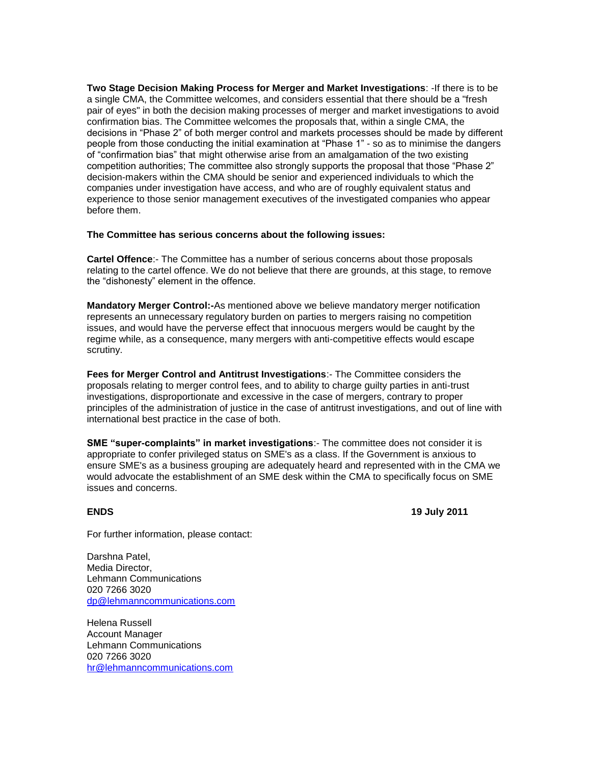**Two Stage Decision Making Process for Merger and Market Investigations**: -If there is to be a single CMA, the Committee welcomes, and considers essential that there should be a "fresh pair of eyes" in both the decision making processes of merger and market investigations to avoid confirmation bias. The Committee welcomes the proposals that, within a single CMA, the decisions in "Phase 2" of both merger control and markets processes should be made by different people from those conducting the initial examination at "Phase 1" - so as to minimise the dangers of "confirmation bias" that might otherwise arise from an amalgamation of the two existing competition authorities; The committee also strongly supports the proposal that those "Phase 2" decision-makers within the CMA should be senior and experienced individuals to which the companies under investigation have access, and who are of roughly equivalent status and experience to those senior management executives of the investigated companies who appear before them.

**The Committee has serious concerns about the following issues:**

**Cartel Offence**:- The Committee has a number of serious concerns about those proposals relating to the cartel offence. We do not believe that there are grounds, at this stage, to remove the "dishonesty" element in the offence.

**Mandatory Merger Control:-**As mentioned above we believe mandatory merger notification represents an unnecessary regulatory burden on parties to mergers raising no competition issues, and would have the perverse effect that innocuous mergers would be caught by the regime while, as a consequence, many mergers with anti-competitive effects would escape scrutiny.

**Fees for Merger Control and Antitrust Investigations**:- The Committee considers the proposals relating to merger control fees, and to ability to charge guilty parties in anti-trust investigations, disproportionate and excessive in the case of mergers, contrary to proper principles of the administration of justice in the case of antitrust investigations, and out of line with international best practice in the case of both.

**SME "super-complaints" in market investigations**:- The committee does not consider it is appropriate to confer privileged status on SME's as a class. If the Government is anxious to ensure SME's as a business grouping are adequately heard and represented with in the CMA we would advocate the establishment of an SME desk within the CMA to specifically focus on SME issues and concerns.

**ENDS** **19 July 2011**

For further information, please contact:

Darshna Patel,
Media Director,
Lehmann Communications
020 7266 3020
dp@lehmanncommunications.com

Helena Russell
Account Manager
Lehmann Communications
020 7266 3020
hr@lehmanncommunications.com